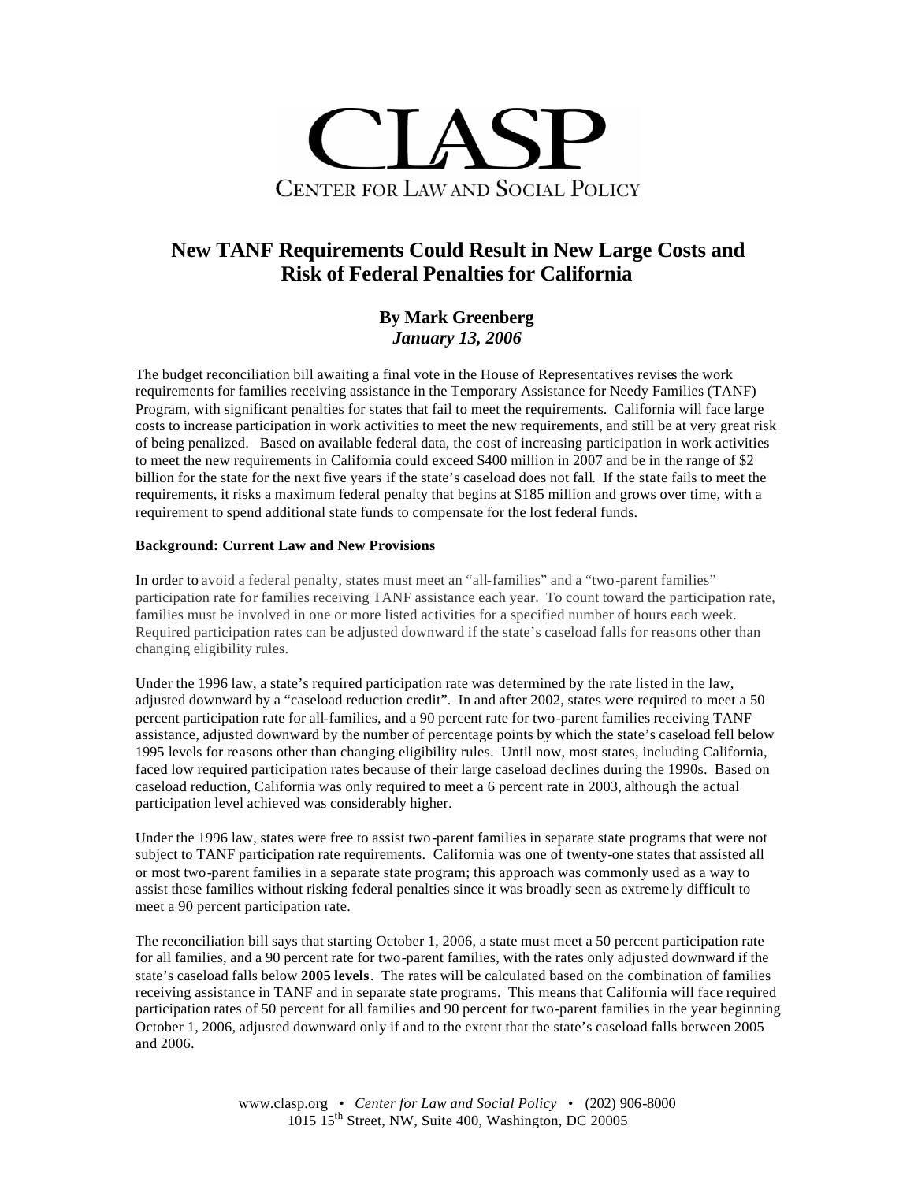# CLASP

CENTER FOR LAW AND SOCIAL POLICY

## New TANF Requirements Could Result in New Large Costs and Risk of Federal Penalties for California

**By Mark Greenberg**
***January 13, 2006***

The budget reconciliation bill awaiting a final vote in the House of Representatives revises the work requirements for families receiving assistance in the Temporary Assistance for Needy Families (TANF) Program, with significant penalties for states that fail to meet the requirements. California will face large costs to increase participation in work activities to meet the new requirements, and still be at very great risk of being penalized. Based on available federal data, the cost of increasing participation in work activities to meet the new requirements in California could exceed $400 million in 2007 and be in the range of $2 billion for the state for the next five years if the state's caseload does not fall. If the state fails to meet the requirements, it risks a maximum federal penalty that begins at $185 million and grows over time, with a requirement to spend additional state funds to compensate for the lost federal funds.

### Background: Current Law and New Provisions

In order to avoid a federal penalty, states must meet an "all-families" and a "two-parent families" participation rate for families receiving TANF assistance each year. To count toward the participation rate, families must be involved in one or more listed activities for a specified number of hours each week. Required participation rates can be adjusted downward if the state's caseload falls for reasons other than changing eligibility rules.

Under the 1996 law, a state's required participation rate was determined by the rate listed in the law, adjusted downward by a "caseload reduction credit". In and after 2002, states were required to meet a 50 percent participation rate for all-families, and a 90 percent rate for two-parent families receiving TANF assistance, adjusted downward by the number of percentage points by which the state's caseload fell below 1995 levels for reasons other than changing eligibility rules. Until now, most states, including California, faced low required participation rates because of their large caseload declines during the 1990s. Based on caseload reduction, California was only required to meet a 6 percent rate in 2003, although the actual participation level achieved was considerably higher.

Under the 1996 law, states were free to assist two-parent families in separate state programs that were not subject to TANF participation rate requirements. California was one of twenty-one states that assisted all or most two-parent families in a separate state program; this approach was commonly used as a way to assist these families without risking federal penalties since it was broadly seen as extremely difficult to meet a 90 percent participation rate.

The reconciliation bill says that starting October 1, 2006, a state must meet a 50 percent participation rate for all families, and a 90 percent rate for two-parent families, with the rates only adjusted downward if the state's caseload falls below **2005 levels**. The rates will be calculated based on the combination of families receiving assistance in TANF and in separate state programs. This means that California will face required participation rates of 50 percent for all families and 90 percent for two-parent families in the year beginning October 1, 2006, adjusted downward only if and to the extent that the state's caseload falls between 2005 and 2006.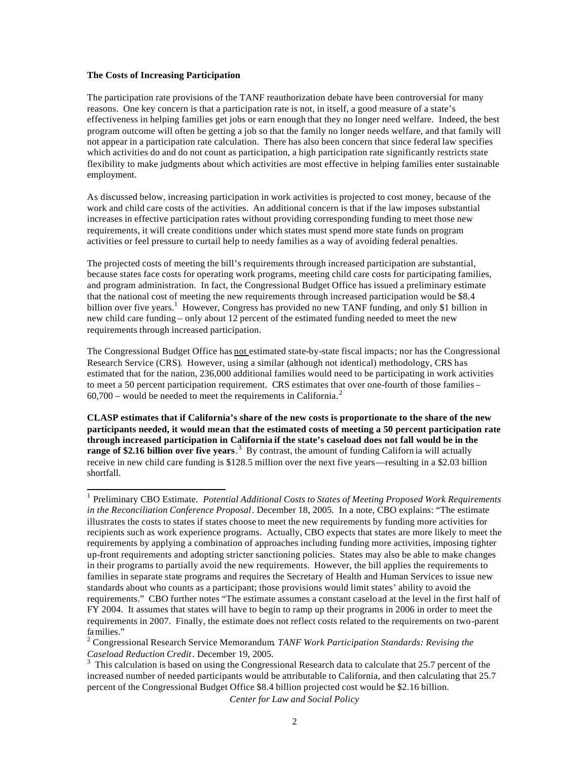**The Costs of Increasing Participation**

The participation rate provisions of the TANF reauthorization debate have been controversial for many reasons. One key concern is that a participation rate is not, in itself, a good measure of a state's effectiveness in helping families get jobs or earn enough that they no longer need welfare. Indeed, the best program outcome will often be getting a job so that the family no longer needs welfare, and that family will not appear in a participation rate calculation. There has also been concern that since federal law specifies which activities do and do not count as participation, a high participation rate significantly restricts state flexibility to make judgments about which activities are most effective in helping families enter sustainable employment.

As discussed below, increasing participation in work activities is projected to cost money, because of the work and child care costs of the activities. An additional concern is that if the law imposes substantial increases in effective participation rates without providing corresponding funding to meet those new requirements, it will create conditions under which states must spend more state funds on program activities or feel pressure to curtail help to needy families as a way of avoiding federal penalties.

The projected costs of meeting the bill's requirements through increased participation are substantial, because states face costs for operating work programs, meeting child care costs for participating families, and program administration. In fact, the Congressional Budget Office has issued a preliminary estimate that the national cost of meeting the new requirements through increased participation would be $8.4 billion over five years.[1] However, Congress has provided no new TANF funding, and only $1 billion in new child care funding – only about 12 percent of the estimated funding needed to meet the new requirements through increased participation.

The Congressional Budget Office has not estimated state-by-state fiscal impacts; nor has the Congressional Research Service (CRS). However, using a similar (although not identical) methodology, CRS has estimated that for the nation, 236,000 additional families would need to be participating in work activities to meet a 50 percent participation requirement. CRS estimates that over one-fourth of those families – 60,700 – would be needed to meet the requirements in California.[2]

**CLASP estimates that if California's share of the new costs is proportionate to the share of the new participants needed, it would mean that the estimated costs of meeting a 50 percent participation rate through increased participation in California if the state's caseload does not fall would be in the range of $2.16 billion over five years**.[3] By contrast, the amount of funding California will actually receive in new child care funding is $128.5 million over the next five years—resulting in a $2.03 billion shortfall.

---

[1] Preliminary CBO Estimate. *Potential Additional Costs to States of Meeting Proposed Work Requirements in the Reconciliation Conference Proposal*. December 18, 2005. In a note, CBO explains: "The estimate illustrates the costs to states if states choose to meet the new requirements by funding more activities for recipients such as work experience programs. Actually, CBO expects that states are more likely to meet the requirements by applying a combination of approaches including funding more activities, imposing tighter up-front requirements and adopting stricter sanctioning policies. States may also be able to make changes in their programs to partially avoid the new requirements. However, the bill applies the requirements to families in separate state programs and requires the Secretary of Health and Human Services to issue new standards about who counts as a participant; those provisions would limit states' ability to avoid the requirements." CBO further notes "The estimate assumes a constant caseload at the level in the first half of FY 2004. It assumes that states will have to begin to ramp up their programs in 2006 in order to meet the requirements in 2007. Finally, the estimate does not reflect costs related to the requirements on two-parent families."

[2] Congressional Research Service Memorandum. *TANF Work Participation Standards: Revising the Caseload Reduction Credit*. December 19, 2005.

[3] This calculation is based on using the Congressional Research data to calculate that 25.7 percent of the increased number of needed participants would be attributable to California, and then calculating that 25.7 percent of the Congressional Budget Office $8.4 billion projected cost would be $2.16 billion.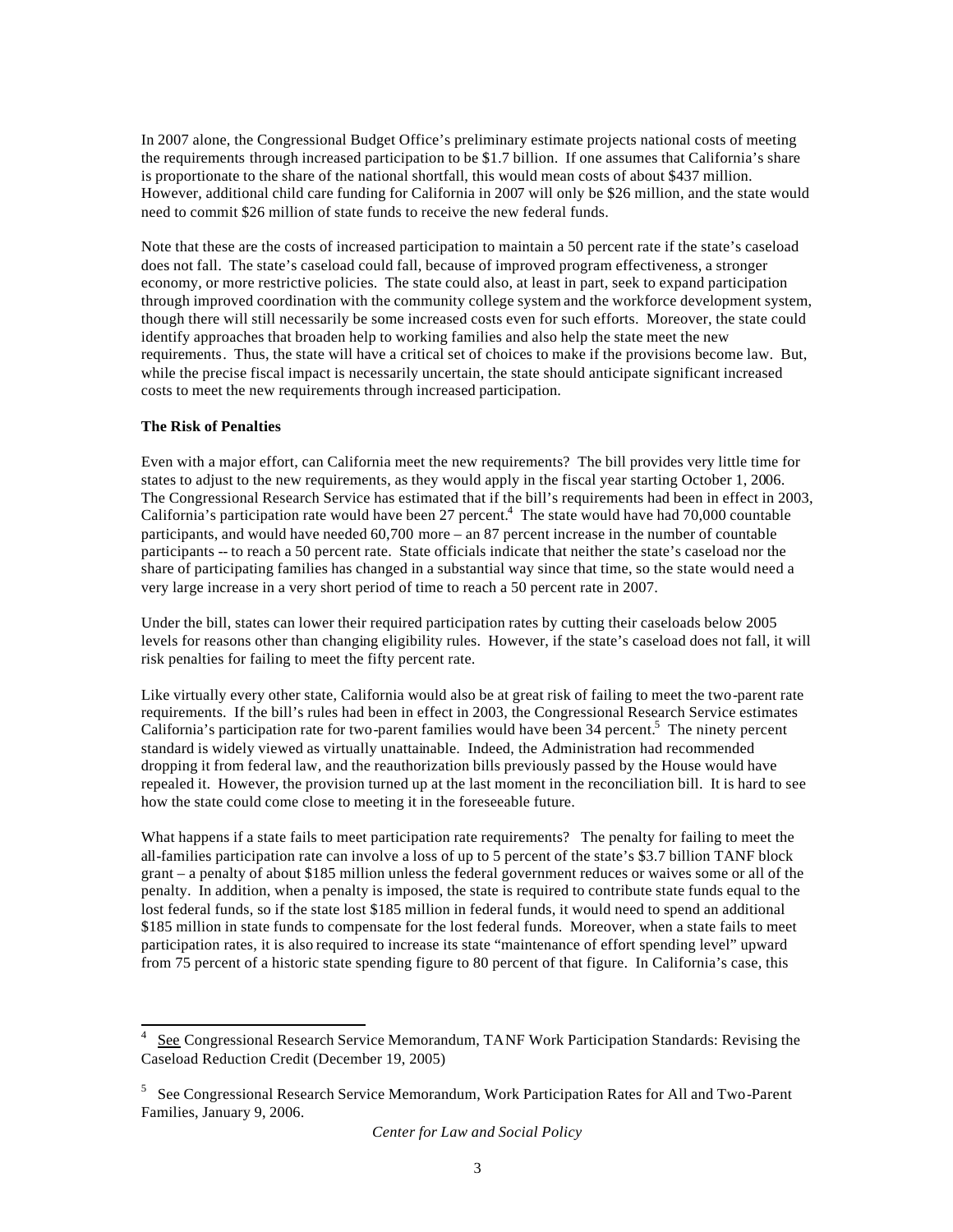In 2007 alone, the Congressional Budget Office's preliminary estimate projects national costs of meeting the requirements through increased participation to be $1.7 billion. If one assumes that California's share is proportionate to the share of the national shortfall, this would mean costs of about $437 million. However, additional child care funding for California in 2007 will only be $26 million, and the state would need to commit $26 million of state funds to receive the new federal funds.

Note that these are the costs of increased participation to maintain a 50 percent rate if the state's caseload does not fall. The state's caseload could fall, because of improved program effectiveness, a stronger economy, or more restrictive policies. The state could also, at least in part, seek to expand participation through improved coordination with the community college system and the workforce development system, though there will still necessarily be some increased costs even for such efforts. Moreover, the state could identify approaches that broaden help to working families and also help the state meet the new requirements. Thus, the state will have a critical set of choices to make if the provisions become law. But, while the precise fiscal impact is necessarily uncertain, the state should anticipate significant increased costs to meet the new requirements through increased participation.

**The Risk of Penalties**

Even with a major effort, can California meet the new requirements? The bill provides very little time for states to adjust to the new requirements, as they would apply in the fiscal year starting October 1, 2006. The Congressional Research Service has estimated that if the bill's requirements had been in effect in 2003, California's participation rate would have been 27 percent.[4] The state would have had 70,000 countable participants, and would have needed 60,700 more – an 87 percent increase in the number of countable participants -- to reach a 50 percent rate. State officials indicate that neither the state's caseload nor the share of participating families has changed in a substantial way since that time, so the state would need a very large increase in a very short period of time to reach a 50 percent rate in 2007.

Under the bill, states can lower their required participation rates by cutting their caseloads below 2005 levels for reasons other than changing eligibility rules. However, if the state's caseload does not fall, it will risk penalties for failing to meet the fifty percent rate.

Like virtually every other state, California would also be at great risk of failing to meet the two-parent rate requirements. If the bill's rules had been in effect in 2003, the Congressional Research Service estimates California's participation rate for two-parent families would have been 34 percent.[5] The ninety percent standard is widely viewed as virtually unattainable. Indeed, the Administration had recommended dropping it from federal law, and the reauthorization bills previously passed by the House would have repealed it. However, the provision turned up at the last moment in the reconciliation bill. It is hard to see how the state could come close to meeting it in the foreseeable future.

What happens if a state fails to meet participation rate requirements? The penalty for failing to meet the all-families participation rate can involve a loss of up to 5 percent of the state's $3.7 billion TANF block grant – a penalty of about $185 million unless the federal government reduces or waives some or all of the penalty. In addition, when a penalty is imposed, the state is required to contribute state funds equal to the lost federal funds, so if the state lost $185 million in federal funds, it would need to spend an additional $185 million in state funds to compensate for the lost federal funds. Moreover, when a state fails to meet participation rates, it is also required to increase its state "maintenance of effort spending level" upward from 75 percent of a historic state spending figure to 80 percent of that figure. In California's case, this

---

[4] See Congressional Research Service Memorandum, TANF Work Participation Standards: Revising the Caseload Reduction Credit (December 19, 2005)

[5] See Congressional Research Service Memorandum, Work Participation Rates for All and Two-Parent Families, January 9, 2006.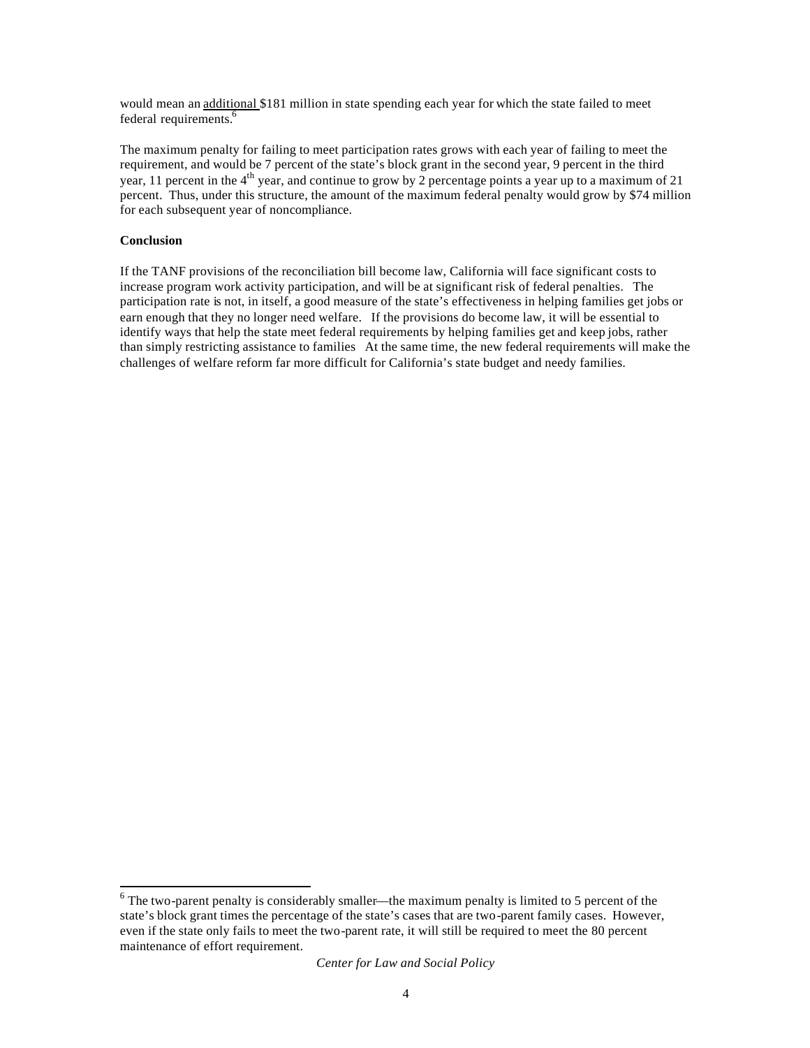would mean an additional $181 million in state spending each year for which the state failed to meet federal requirements.[6]

The maximum penalty for failing to meet participation rates grows with each year of failing to meet the requirement, and would be 7 percent of the state's block grant in the second year, 9 percent in the third year, 11 percent in the 4th year, and continue to grow by 2 percentage points a year up to a maximum of 21 percent. Thus, under this structure, the amount of the maximum federal penalty would grow by $74 million for each subsequent year of noncompliance.

**Conclusion**

If the TANF provisions of the reconciliation bill become law, California will face significant costs to increase program work activity participation, and will be at significant risk of federal penalties. The participation rate is not, in itself, a good measure of the state's effectiveness in helping families get jobs or earn enough that they no longer need welfare. If the provisions do become law, it will be essential to identify ways that help the state meet federal requirements by helping families get and keep jobs, rather than simply restricting assistance to families At the same time, the new federal requirements will make the challenges of welfare reform far more difficult for California's state budget and needy families.

[6] The two-parent penalty is considerably smaller—the maximum penalty is limited to 5 percent of the state's block grant times the percentage of the state's cases that are two-parent family cases. However, even if the state only fails to meet the two-parent rate, it will still be required to meet the 80 percent maintenance of effort requirement.